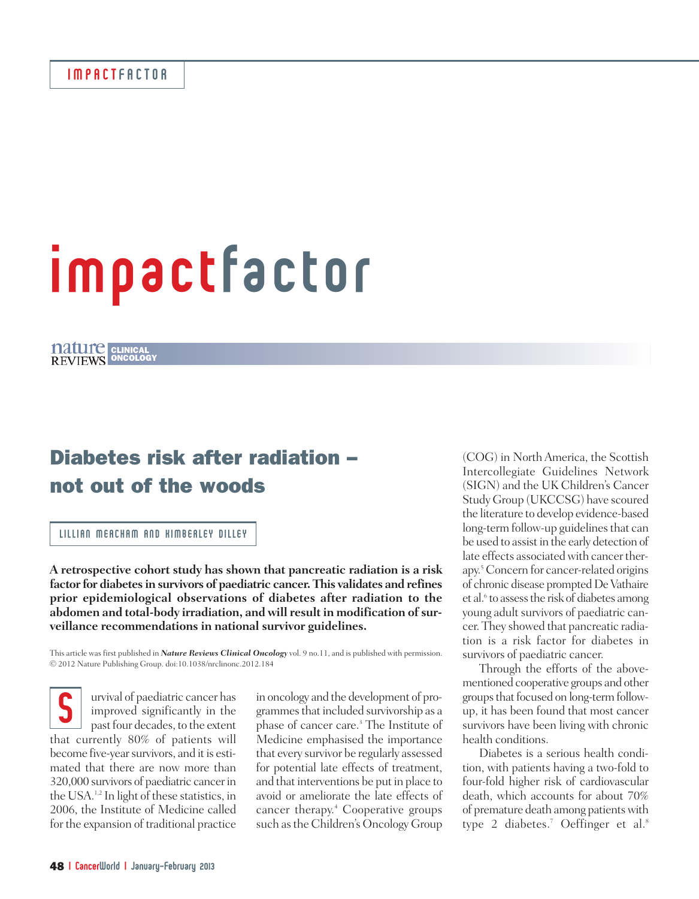# impactfactor

nature REVIEWS CLINICAL ONCOLOGY

## Diabetes risk after radiation – not out of the woods

LILLIAN MEACHAM AND KIMBERLEY DILLEY

**A retrospective cohort study has shown that pancreatic radiation is a risk factor for diabetes in survivors of paediatric cancer. This validates and refines prior epidemiological observations of diabetes after radiation to the abdomen and total-body irradiation, and will result in modification of surveillance recommendations in national survivor guidelines.**

This article was first published in ***Nature Reviews Clinical Oncology*** vol. 9 no.11, and is published with permission. © 2012 Nature Publishing Group. doi:10.1038/nrclinonc.2012.184

Survival of paediatric cancer has improved significantly in the past four decades, to the extent that currently 80% of patients will become five-year survivors, and it is estimated that there are now more than 320,000 survivors of paediatric cancer in the USA.[1,2] In light of these statistics, in 2006, the Institute of Medicine called for the expansion of traditional practice in oncology and the development of programmes that included survivorship as a phase of cancer care.[3] The Institute of Medicine emphasised the importance that every survivor be regularly assessed for potential late effects of treatment, and that interventions be put in place to avoid or ameliorate the late effects of cancer therapy.[4] Cooperative groups such as the Children's Oncology Group (COG) in North America, the Scottish Intercollegiate Guidelines Network (SIGN) and the UK Children's Cancer Study Group (UKCCSG) have scoured the literature to develop evidence-based long-term follow-up guidelines that can be used to assist in the early detection of late effects associated with cancer therapy.[5] Concern for cancer-related origins of chronic disease prompted De Vathaire et al.[6] to assess the risk of diabetes among young adult survivors of paediatric cancer. They showed that pancreatic radiation is a risk factor for diabetes in survivors of paediatric cancer.

Through the efforts of the above-mentioned cooperative groups and other groups that focused on long-term follow-up, it has been found that most cancer survivors have been living with chronic health conditions.

Diabetes is a serious health condition, with patients having a two-fold to four-fold higher risk of cardiovascular death, which accounts for about 70% of premature death among patients with type 2 diabetes.[7] Oeffinger et al.[8]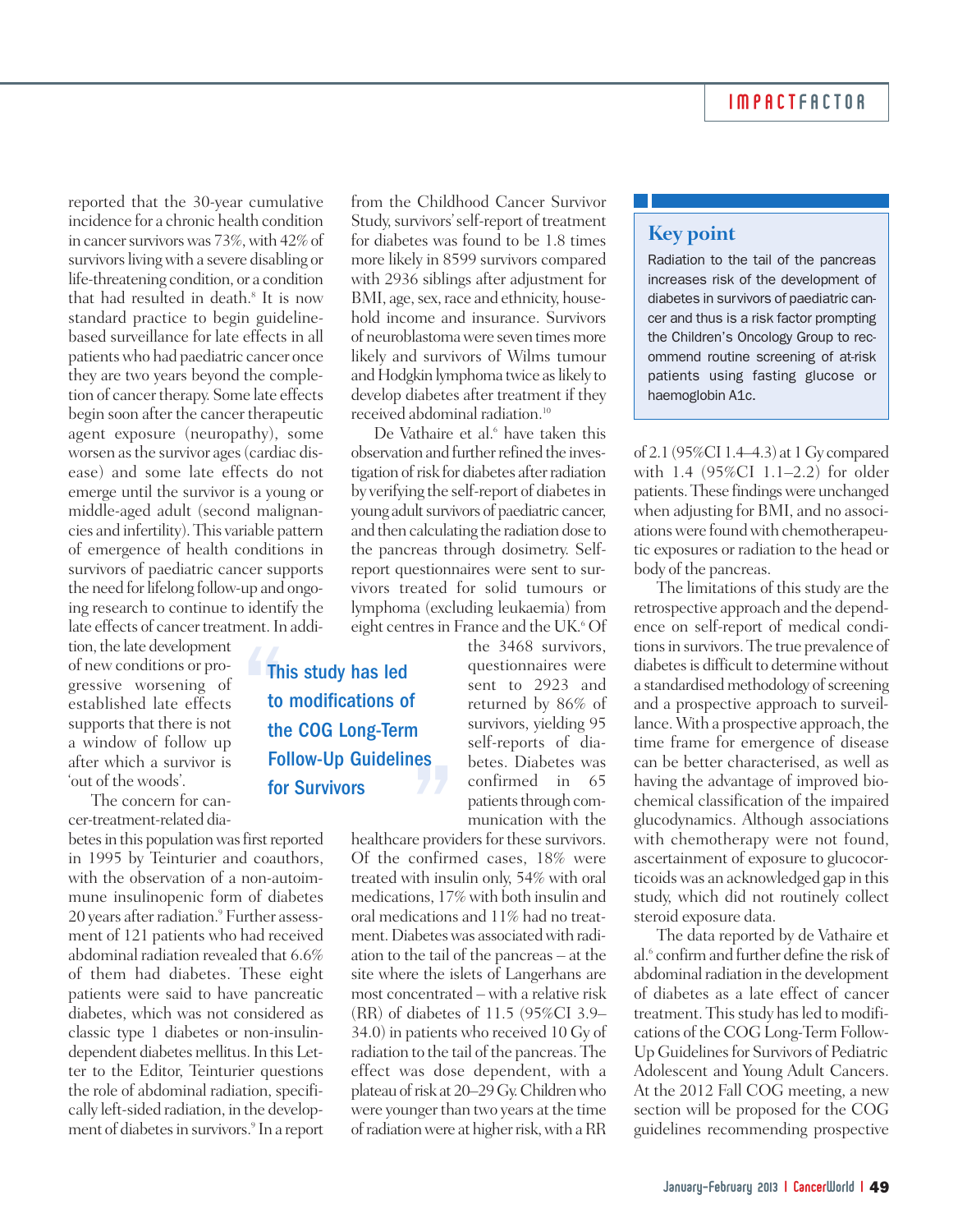reported that the 30-year cumulative incidence for a chronic health condition in cancer survivors was 73%, with 42% of survivors living with a severe disabling or life-threatening condition, or a condition that had resulted in death.[8] It is now standard practice to begin guideline-based surveillance for late effects in all patients who had paediatric cancer once they are two years beyond the completion of cancer therapy. Some late effects begin soon after the cancer therapeutic agent exposure (neuropathy), some worsen as the survivor ages (cardiac disease) and some late effects do not emerge until the survivor is a young or middle-aged adult (second malignancies and infertility). This variable pattern of emergence of health conditions in survivors of paediatric cancer supports the need for lifelong follow-up and ongoing research to continue to identify the late effects of cancer treatment. In addition, the late development of new conditions or progressive worsening of established late effects supports that there is not a window of follow up after which a survivor is 'out of the woods'.

> This study has led to modifications of the COG Long-Term Follow-Up Guidelines for Survivors

The concern for cancer-treatment-related diabetes in this population was first reported in 1995 by Teinturier and coauthors, with the observation of a non-autoimmune insulinopenic form of diabetes 20 years after radiation.[9] Further assessment of 121 patients who had received abdominal radiation revealed that 6.6% of them had diabetes. These eight patients were said to have pancreatic diabetes, which was not considered as classic type 1 diabetes or non-insulin-dependent diabetes mellitus. In this Letter to the Editor, Teinturier questions the role of abdominal radiation, specifically left-sided radiation, in the development of diabetes in survivors.[9] In a report from the Childhood Cancer Survivor Study, survivors' self-report of treatment for diabetes was found to be 1.8 times more likely in 8599 survivors compared with 2936 siblings after adjustment for BMI, age, sex, race and ethnicity, household income and insurance. Survivors of neuroblastoma were seven times more likely and survivors of Wilms tumour and Hodgkin lymphoma twice as likely to develop diabetes after treatment if they received abdominal radiation.[10]

De Vathaire et al.[6] have taken this observation and further refined the investigation of risk for diabetes after radiation by verifying the self-report of diabetes in young adult survivors of paediatric cancer, and then calculating the radiation dose to the pancreas through dosimetry. Self-report questionnaires were sent to survivors treated for solid tumours or lymphoma (excluding leukaemia) from eight centres in France and the UK.[6] Of the 3468 survivors, questionnaires were sent to 2923 and returned by 86% of survivors, yielding 95 self-reports of diabetes. Diabetes was confirmed in 65 patients through communication with the healthcare providers for these survivors. Of the confirmed cases, 18% were treated with insulin only, 54% with oral medications, 17% with both insulin and oral medications and 11% had no treatment. Diabetes was associated with radiation to the tail of the pancreas – at the site where the islets of Langerhans are most concentrated – with a relative risk (RR) of diabetes of 11.5 (95%CI 3.9–34.0) in patients who received 10 Gy of radiation to the tail of the pancreas. The effect was dose dependent, with a plateau of risk at 20–29 Gy. Children who were younger than two years at the time of radiation were at higher risk, with a RR of 2.1 (95%CI 1.4–4.3) at 1 Gy compared with 1.4 (95%CI 1.1–2.2) for older patients. These findings were unchanged when adjusting for BMI, and no associations were found with chemotherapeutic exposures or radiation to the head or body of the pancreas.

## Key point

Radiation to the tail of the pancreas increases risk of the development of diabetes in survivors of paediatric cancer and thus is a risk factor prompting the Children's Oncology Group to recommend routine screening of at-risk patients using fasting glucose or haemoglobin A1c.

The limitations of this study are the retrospective approach and the dependence on self-report of medical conditions in survivors. The true prevalence of diabetes is difficult to determine without a standardised methodology of screening and a prospective approach to surveillance. With a prospective approach, the time frame for emergence of disease can be better characterised, as well as having the advantage of improved biochemical classification of the impaired glucodynamics. Although associations with chemotherapy were not found, ascertainment of exposure to glucocorticoids was an acknowledged gap in this study, which did not routinely collect steroid exposure data.

The data reported by de Vathaire et al.[6] confirm and further define the risk of abdominal radiation in the development of diabetes as a late effect of cancer treatment. This study has led to modifications of the COG Long-Term Follow-Up Guidelines for Survivors of Pediatric Adolescent and Young Adult Cancers. At the 2012 Fall COG meeting, a new section will be proposed for the COG guidelines recommending prospective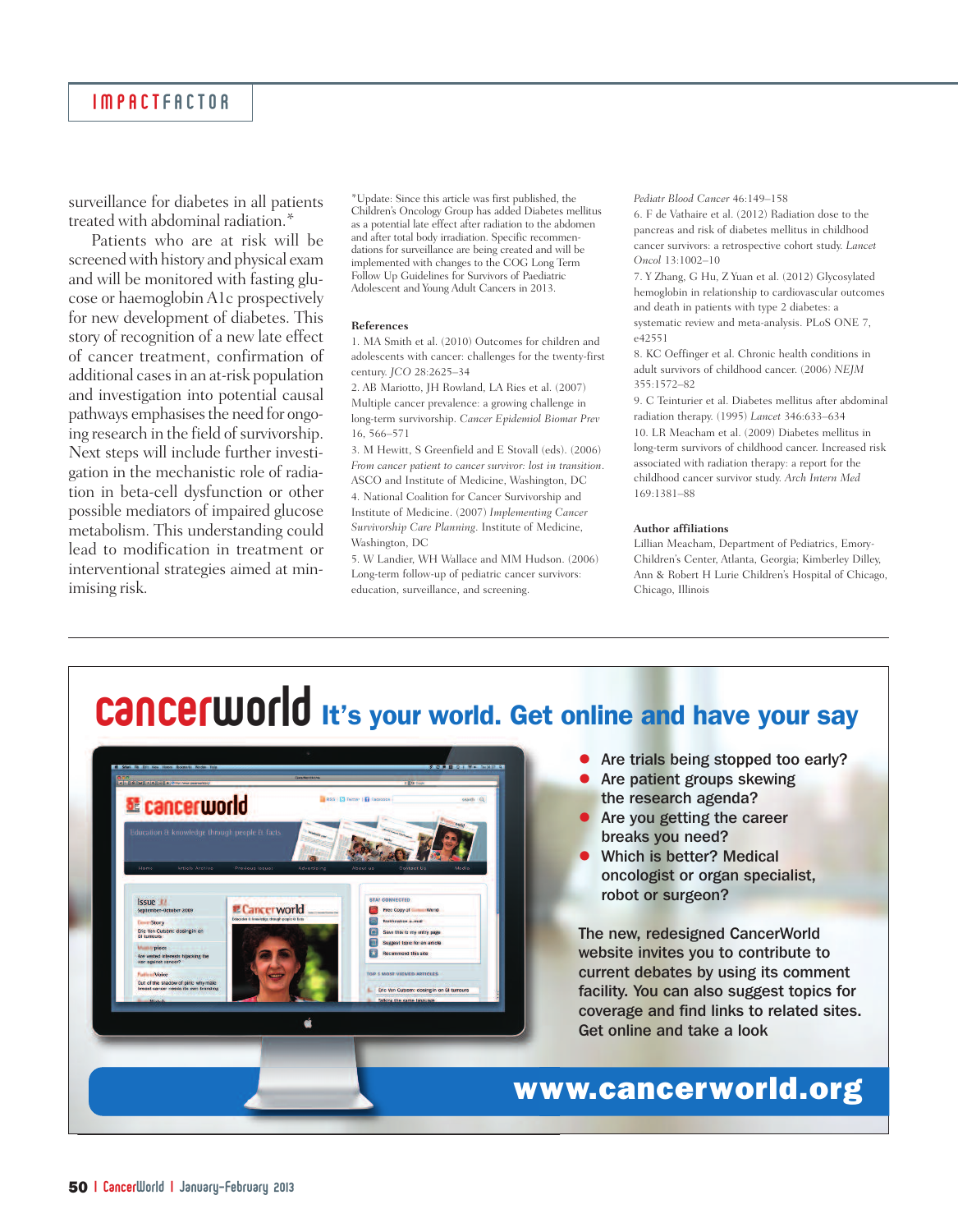surveillance for diabetes in all patients treated with abdominal radiation.*

Patients who are at risk will be screened with history and physical exam and will be monitored with fasting glucose or haemoglobin A1c prospectively for new development of diabetes. This story of recognition of a new late effect of cancer treatment, confirmation of additional cases in an at-risk population and investigation into potential causal pathways emphasises the need for ongoing research in the field of survivorship. Next steps will include further investigation in the mechanistic role of radiation in beta-cell dysfunction or other possible mediators of impaired glucose metabolism. This understanding could lead to modification in treatment or interventional strategies aimed at minimising risk.

*Update: Since this article was first published, the Children's Oncology Group has added Diabetes mellitus as a potential late effect after radiation to the abdomen and after total body irradiation. Specific recommendations for surveillance are being created and will be implemented with changes to the COG Long Term Follow Up Guidelines for Survivors of Paediatric Adolescent and Young Adult Cancers in 2013.

**References**

1. MA Smith et al. (2010) Outcomes for children and adolescents with cancer: challenges for the twenty-first century. *JCO* 28:2625–34
2. AB Mariotto, JH Rowland, LA Ries et al. (2007) Multiple cancer prevalence: a growing challenge in long-term survivorship. *Cancer Epidemiol Biomar Prev* 16, 566–571
3. M Hewitt, S Greenfield and E Stovall (eds). (2006) *From cancer patient to cancer survivor: lost in transition*. ASCO and Institute of Medicine, Washington, DC
4. National Coalition for Cancer Survivorship and Institute of Medicine. (2007) *Implementing Cancer Survivorship Care Planning*. Institute of Medicine, Washington, DC
5. W Landier, WH Wallace and MM Hudson. (2006) Long-term follow-up of pediatric cancer survivors: education, surveillance, and screening. *Pediatr Blood Cancer* 46:149–158
6. F de Vathaire et al. (2012) Radiation dose to the pancreas and risk of diabetes mellitus in childhood cancer survivors: a retrospective cohort study. *Lancet Oncol* 13:1002–10
7. Y Zhang, G Hu, Z Yuan et al. (2012) Glycosylated hemoglobin in relationship to cardiovascular outcomes and death in patients with type 2 diabetes: a systematic review and meta-analysis. PLoS ONE 7, e42551
8. KC Oeffinger et al. Chronic health conditions in adult survivors of childhood cancer. (2006) *NEJM* 355:1572–82
9. C Teinturier et al. Diabetes mellitus after abdominal radiation therapy. (1995) *Lancet* 346:633–634
10. LR Meacham et al. (2009) Diabetes mellitus in long-term survivors of childhood cancer. Increased risk associated with radiation therapy: a report for the childhood cancer survivor study. *Arch Intern Med* 169:1381–88

**Author affiliations**

Lillian Meacham, Department of Pediatrics, Emory-Children's Center, Atlanta, Georgia; Kimberley Dilley, Ann & Robert H Lurie Children's Hospital of Chicago, Chicago, Illinois

---

**cancerworld** It's your world. Get online and have your say

- Are trials being stopped too early?
- Are patient groups skewing the research agenda?
- Are you getting the career breaks you need?
- Which is better? Medical oncologist or organ specialist, robot or surgeon?

The new, redesigned CancerWorld website invites you to contribute to current debates by using its comment facility. You can also suggest topics for coverage and find links to related sites. Get online and take a look

**www.cancerworld.org**